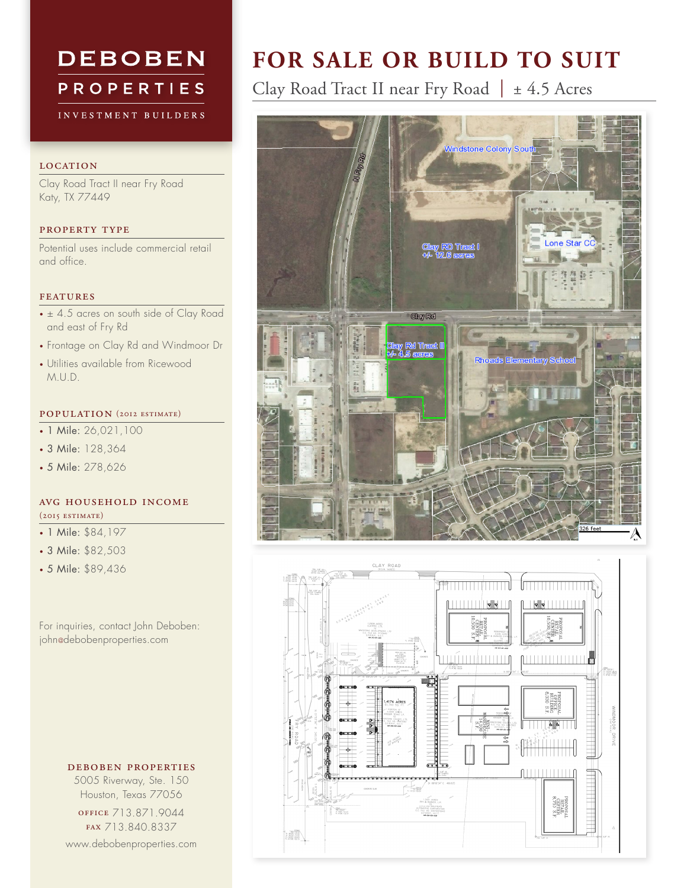# DEBOBEN PROPERTIES

INVESTMENT BUILDERS

# FOR SALE OR BUILD TO SUIT

Clay Road Tract II near Fry Road | ± 4.5 Acres

## LOCATION

Clay Road Tract II near Fry Road
Katy, TX 77449

## PROPERTY TYPE

Potential uses include commercial retail and office.

## FEATURES

- ± 4.5 acres on south side of Clay Road and east of Fry Rd
- Frontage on Clay Rd and Windmoor Dr
- Utilities available from Ricewood M.U.D.

## POPULATION (2012 ESTIMATE)

- 1 Mile: 26,021,100
- 3 Mile: 128,364
- 5 Mile: 278,626

## AVG HOUSEHOLD INCOME (2015 ESTIMATE)

- 1 Mile: $84,197
- 3 Mile: $82,503
- 5 Mile: $89,436

For inquiries, contact John Deboben:
john@debobenproperties.com

**DEBOBEN PROPERTIES**
5005 Riverway, Ste. 150
Houston, Texas 77056
OFFICE 713.871.9044
FAX 713.840.8337
www.debobenproperties.com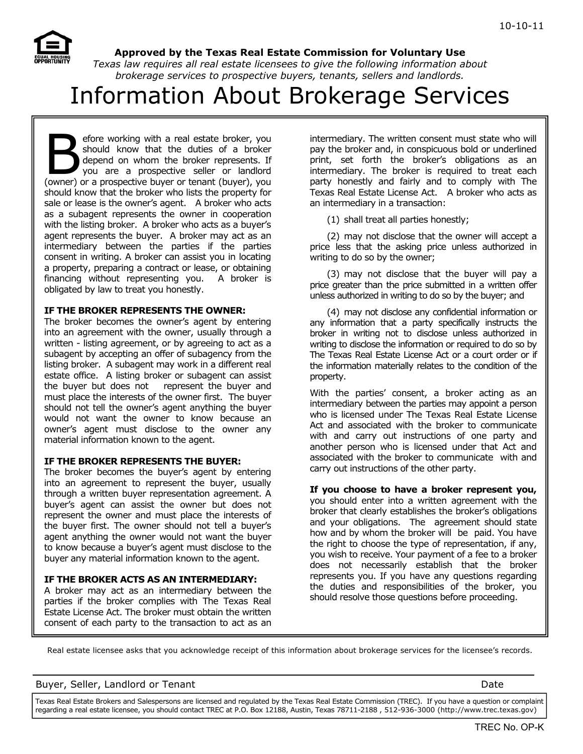10-10-11

**Approved by the Texas Real Estate Commission for Voluntary Use**

*Texas law requires all real estate licensees to give the following information about brokerage services to prospective buyers, tenants, sellers and landlords.*

# Information About Brokerage Services

Before working with a real estate broker, you should know that the duties of a broker depend on whom the broker represents. If you are a prospective seller or landlord (owner) or a prospective buyer or tenant (buyer), you should know that the broker who lists the property for sale or lease is the owner's agent. A broker who acts as a subagent represents the owner in cooperation with the listing broker. A broker who acts as a buyer's agent represents the buyer. A broker may act as an intermediary between the parties if the parties consent in writing. A broker can assist you in locating a property, preparing a contract or lease, or obtaining financing without representing you. A broker is obligated by law to treat you honestly.

**IF THE BROKER REPRESENTS THE OWNER:**
The broker becomes the owner's agent by entering into an agreement with the owner, usually through a written - listing agreement, or by agreeing to act as a subagent by accepting an offer of subagency from the listing broker. A subagent may work in a different real estate office. A listing broker or subagent can assist the buyer but does not represent the buyer and must place the interests of the owner first. The buyer should not tell the owner's agent anything the buyer would not want the owner to know because an owner's agent must disclose to the owner any material information known to the agent.

**IF THE BROKER REPRESENTS THE BUYER:**
The broker becomes the buyer's agent by entering into an agreement to represent the buyer, usually through a written buyer representation agreement. A buyer's agent can assist the owner but does not represent the owner and must place the interests of the buyer first. The owner should not tell a buyer's agent anything the owner would not want the buyer to know because a buyer's agent must disclose to the buyer any material information known to the agent.

**IF THE BROKER ACTS AS AN INTERMEDIARY:**
A broker may act as an intermediary between the parties if the broker complies with The Texas Real Estate License Act. The broker must obtain the written consent of each party to the transaction to act as an intermediary. The written consent must state who will pay the broker and, in conspicuous bold or underlined print, set forth the broker's obligations as an intermediary. The broker is required to treat each party honestly and fairly and to comply with The Texas Real Estate License Act. A broker who acts as an intermediary in a transaction:

(1) shall treat all parties honestly;

(2) may not disclose that the owner will accept a price less that the asking price unless authorized in writing to do so by the owner;

(3) may not disclose that the buyer will pay a price greater than the price submitted in a written offer unless authorized in writing to do so by the buyer; and

(4) may not disclose any confidential information or any information that a party specifically instructs the broker in writing not to disclose unless authorized in writing to disclose the information or required to do so by The Texas Real Estate License Act or a court order or if the information materially relates to the condition of the property.

With the parties' consent, a broker acting as an intermediary between the parties may appoint a person who is licensed under The Texas Real Estate License Act and associated with the broker to communicate with and carry out instructions of one party and another person who is licensed under that Act and associated with the broker to communicate with and carry out instructions of the other party.

**If you choose to have a broker represent you,** you should enter into a written agreement with the broker that clearly establishes the broker's obligations and your obligations. The agreement should state how and by whom the broker will be paid. You have the right to choose the type of representation, if any, you wish to receive. Your payment of a fee to a broker does not necessarily establish that the broker represents you. If you have any questions regarding the duties and responsibilities of the broker, you should resolve those questions before proceeding.

Real estate licensee asks that you acknowledge receipt of this information about brokerage services for the licensee's records.

Buyer, Seller, Landlord or Tenant                                                    Date

Texas Real Estate Brokers and Salespersons are licensed and regulated by the Texas Real Estate Commission (TREC). If you have a question or complaint regarding a real estate licensee, you should contact TREC at P.O. Box 12188, Austin, Texas 78711-2188 , 512-936-3000 (http://www.trec.texas.gov)

TREC No. OP-K